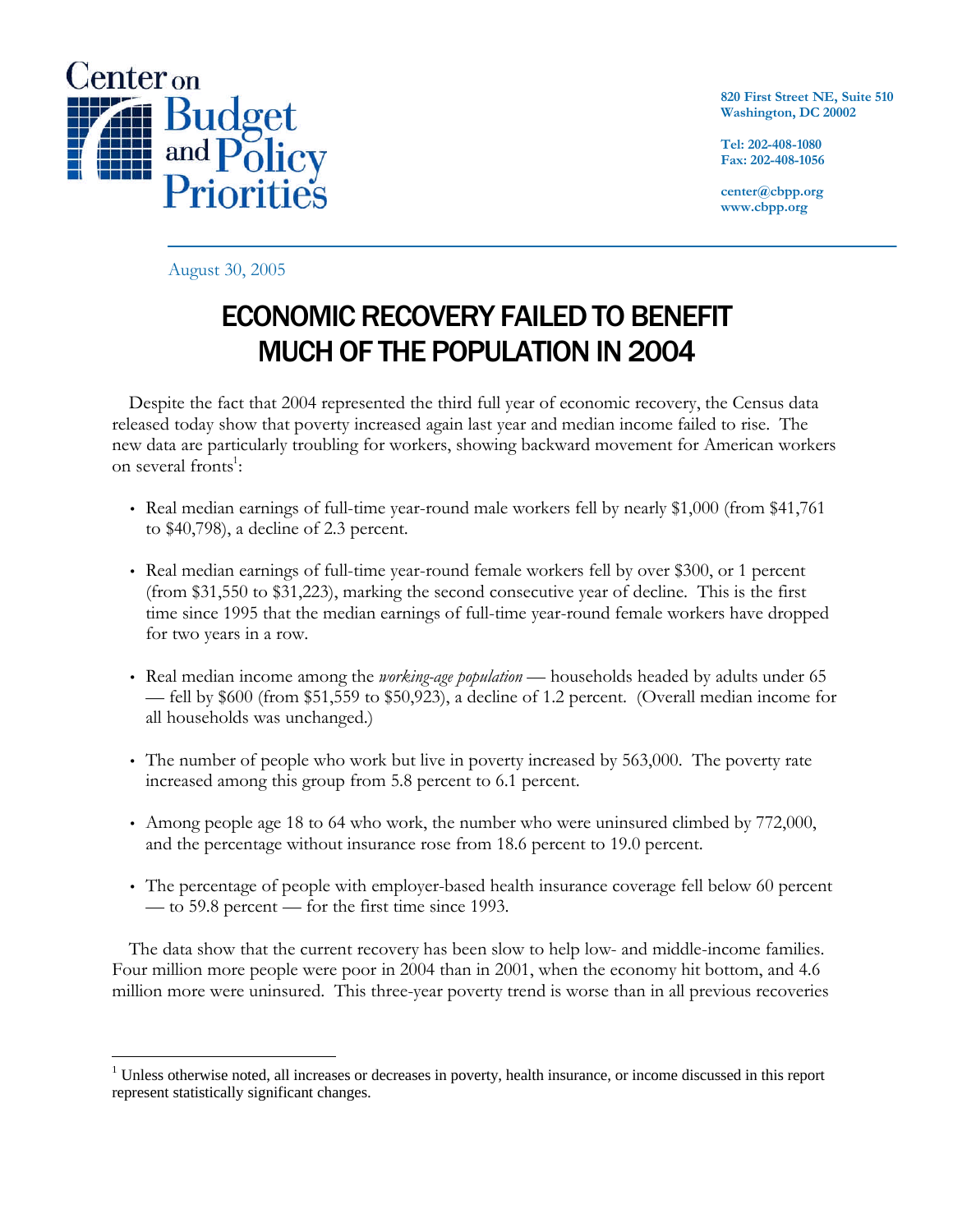Center on Budget and Policy Priorities

820 First Street NE, Suite 510
Washington, DC 20002

Tel: 202-408-1080
Fax: 202-408-1056

center@cbpp.org
www.cbpp.org

August 30, 2005

# ECONOMIC RECOVERY FAILED TO BENEFIT MUCH OF THE POPULATION IN 2004

Despite the fact that 2004 represented the third full year of economic recovery, the Census data released today show that poverty increased again last year and median income failed to rise. The new data are particularly troubling for workers, showing backward movement for American workers on several fronts[1]:

- Real median earnings of full-time year-round male workers fell by nearly $1,000 (from $41,761 to $40,798), a decline of 2.3 percent.
- Real median earnings of full-time year-round female workers fell by over $300, or 1 percent (from $31,550 to $31,223), marking the second consecutive year of decline. This is the first time since 1995 that the median earnings of full-time year-round female workers have dropped for two years in a row.
- Real median income among the *working-age population* — households headed by adults under 65 — fell by $600 (from $51,559 to $50,923), a decline of 1.2 percent. (Overall median income for all households was unchanged.)
- The number of people who work but live in poverty increased by 563,000. The poverty rate increased among this group from 5.8 percent to 6.1 percent.
- Among people age 18 to 64 who work, the number who were uninsured climbed by 772,000, and the percentage without insurance rose from 18.6 percent to 19.0 percent.
- The percentage of people with employer-based health insurance coverage fell below 60 percent — to 59.8 percent — for the first time since 1993.

The data show that the current recovery has been slow to help low- and middle-income families. Four million more people were poor in 2004 than in 2001, when the economy hit bottom, and 4.6 million more were uninsured. This three-year poverty trend is worse than in all previous recoveries

[1] Unless otherwise noted, all increases or decreases in poverty, health insurance, or income discussed in this report represent statistically significant changes.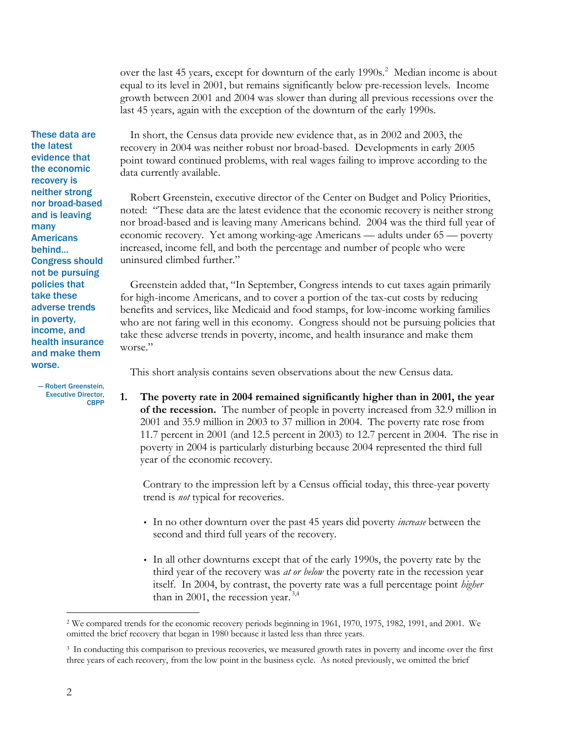over the last 45 years, except for downturn of the early 1990s.[2] Median income is about equal to its level in 2001, but remains significantly below pre-recession levels. Income growth between 2001 and 2004 was slower than during all previous recessions over the last 45 years, again with the exception of the downturn of the early 1990s.

> These data are the latest evidence that the economic recovery is neither strong nor broad-based and is leaving many Americans behind… Congress should not be pursuing policies that take these adverse trends in poverty, income, and health insurance and make them worse.
>
> — Robert Greenstein, Executive Director, CBPP

In short, the Census data provide new evidence that, as in 2002 and 2003, the recovery in 2004 was neither robust nor broad-based. Developments in early 2005 point toward continued problems, with real wages failing to improve according to the data currently available.

Robert Greenstein, executive director of the Center on Budget and Policy Priorities, noted: "These data are the latest evidence that the economic recovery is neither strong nor broad-based and is leaving many Americans behind. 2004 was the third full year of economic recovery. Yet among working-age Americans — adults under 65 — poverty increased, income fell, and both the percentage and number of people who were uninsured climbed further."

Greenstein added that, "In September, Congress intends to cut taxes again primarily for high-income Americans, and to cover a portion of the tax-cut costs by reducing benefits and services, like Medicaid and food stamps, for low-income working families who are not faring well in this economy. Congress should not be pursuing policies that take these adverse trends in poverty, income, and health insurance and make them worse."

This short analysis contains seven observations about the new Census data.

1. **The poverty rate in 2004 remained significantly higher than in 2001, the year of the recession.** The number of people in poverty increased from 32.9 million in 2001 and 35.9 million in 2003 to 37 million in 2004. The poverty rate rose from 11.7 percent in 2001 (and 12.5 percent in 2003) to 12.7 percent in 2004. The rise in poverty in 2004 is particularly disturbing because 2004 represented the third full year of the economic recovery.

   Contrary to the impression left by a Census official today, this three-year poverty trend is *not* typical for recoveries.

   - In no other downturn over the past 45 years did poverty *increase* between the second and third full years of the recovery.
   - In all other downturns except that of the early 1990s, the poverty rate by the third year of the recovery was *at or below* the poverty rate in the recession year itself. In 2004, by contrast, the poverty rate was a full percentage point *higher* than in 2001, the recession year.[3,4]

---

[2] We compared trends for the economic recovery periods beginning in 1961, 1970, 1975, 1982, 1991, and 2001. We omitted the brief recovery that began in 1980 because it lasted less than three years.

[3] In conducting this comparison to previous recoveries, we measured growth rates in poverty and income over the first three years of each recovery, from the low point in the business cycle. As noted previously, we omitted the brief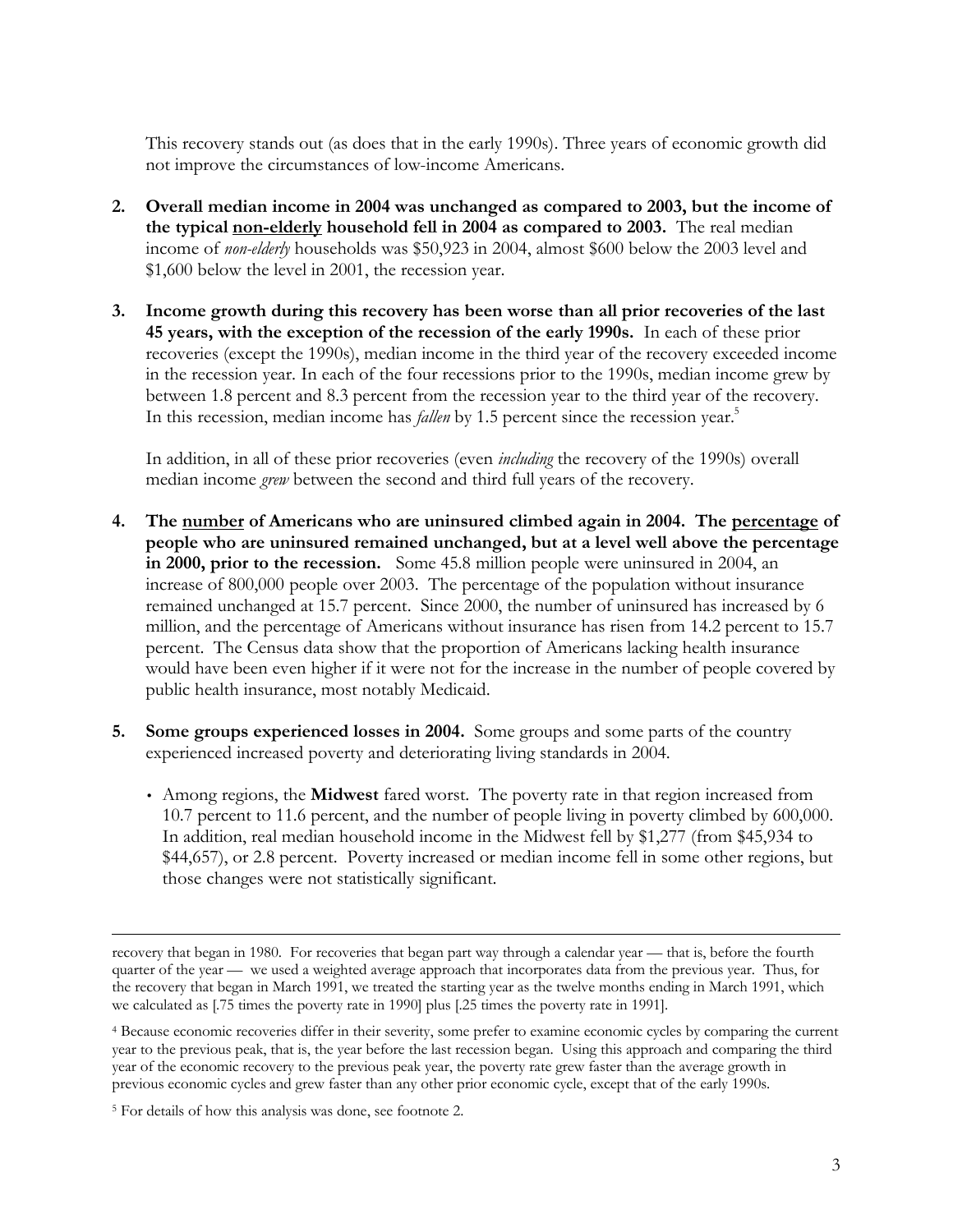This recovery stands out (as does that in the early 1990s). Three years of economic growth did not improve the circumstances of low-income Americans.

2. **Overall median income in 2004 was unchanged as compared to 2003, but the income of the typical non-elderly household fell in 2004 as compared to 2003.** The real median income of *non-elderly* households was $50,923 in 2004, almost $600 below the 2003 level and $1,600 below the level in 2001, the recession year.

3. **Income growth during this recovery has been worse than all prior recoveries of the last 45 years, with the exception of the recession of the early 1990s.** In each of these prior recoveries (except the 1990s), median income in the third year of the recovery exceeded income in the recession year. In each of the four recessions prior to the 1990s, median income grew by between 1.8 percent and 8.3 percent from the recession year to the third year of the recovery. In this recession, median income has *fallen* by 1.5 percent since the recession year.[5]

   In addition, in all of these prior recoveries (even *including* the recovery of the 1990s) overall median income *grew* between the second and third full years of the recovery.

4. **The number of Americans who are uninsured climbed again in 2004. The percentage of people who are uninsured remained unchanged, but at a level well above the percentage in 2000, prior to the recession.** Some 45.8 million people were uninsured in 2004, an increase of 800,000 people over 2003. The percentage of the population without insurance remained unchanged at 15.7 percent. Since 2000, the number of uninsured has increased by 6 million, and the percentage of Americans without insurance has risen from 14.2 percent to 15.7 percent. The Census data show that the proportion of Americans lacking health insurance would have been even higher if it were not for the increase in the number of people covered by public health insurance, most notably Medicaid.

5. **Some groups experienced losses in 2004.** Some groups and some parts of the country experienced increased poverty and deteriorating living standards in 2004.

   - Among regions, the **Midwest** fared worst. The poverty rate in that region increased from 10.7 percent to 11.6 percent, and the number of people living in poverty climbed by 600,000. In addition, real median household income in the Midwest fell by $1,277 (from $45,934 to $44,657), or 2.8 percent. Poverty increased or median income fell in some other regions, but those changes were not statistically significant.

---

recovery that began in 1980. For recoveries that began part way through a calendar year — that is, before the fourth quarter of the year — we used a weighted average approach that incorporates data from the previous year. Thus, for the recovery that began in March 1991, we treated the starting year as the twelve months ending in March 1991, which we calculated as [.75 times the poverty rate in 1990] plus [.25 times the poverty rate in 1991].

[4] Because economic recoveries differ in their severity, some prefer to examine economic cycles by comparing the current year to the previous peak, that is, the year before the last recession began. Using this approach and comparing the third year of the economic recovery to the previous peak year, the poverty rate grew faster than the average growth in previous economic cycles and grew faster than any other prior economic cycle, except that of the early 1990s.

[5] For details of how this analysis was done, see footnote 2.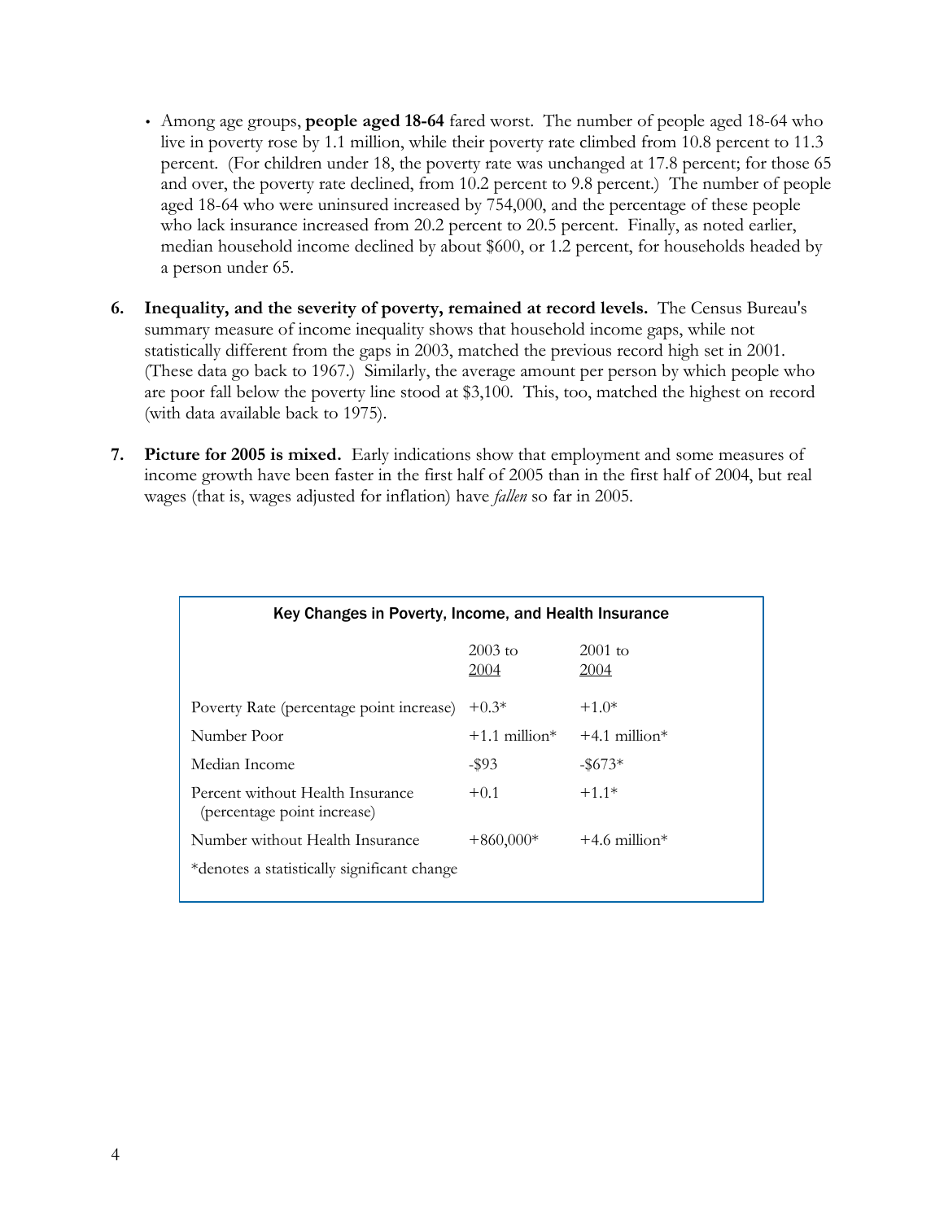- Among age groups, **people aged 18-64** fared worst. The number of people aged 18-64 who live in poverty rose by 1.1 million, while their poverty rate climbed from 10.8 percent to 11.3 percent. (For children under 18, the poverty rate was unchanged at 17.8 percent; for those 65 and over, the poverty rate declined, from 10.2 percent to 9.8 percent.) The number of people aged 18-64 who were uninsured increased by 754,000, and the percentage of these people who lack insurance increased from 20.2 percent to 20.5 percent. Finally, as noted earlier, median household income declined by about $600, or 1.2 percent, for households headed by a person under 65.

6. **Inequality, and the severity of poverty, remained at record levels.** The Census Bureau's summary measure of income inequality shows that household income gaps, while not statistically different from the gaps in 2003, matched the previous record high set in 2001. (These data go back to 1967.) Similarly, the average amount per person by which people who are poor fall below the poverty line stood at $3,100. This, too, matched the highest on record (with data available back to 1975).

7. **Picture for 2005 is mixed.** Early indications show that employment and some measures of income growth have been faster in the first half of 2005 than in the first half of 2004, but real wages (that is, wages adjusted for inflation) have *fallen* so far in 2005.

**Key Changes in Poverty, Income, and Health Insurance**

| | 2003 to 2004 | 2001 to 2004 |
|---|---|---|
| Poverty Rate (percentage point increase) | +0.3* | +1.0* |
| Number Poor | +1.1 million* | +4.1 million* |
| Median Income | -$93 | -$673* |
| Percent without Health Insurance (percentage point increase) | +0.1 | +1.1* |
| Number without Health Insurance | +860,000* | +4.6 million* |

*denotes a statistically significant change